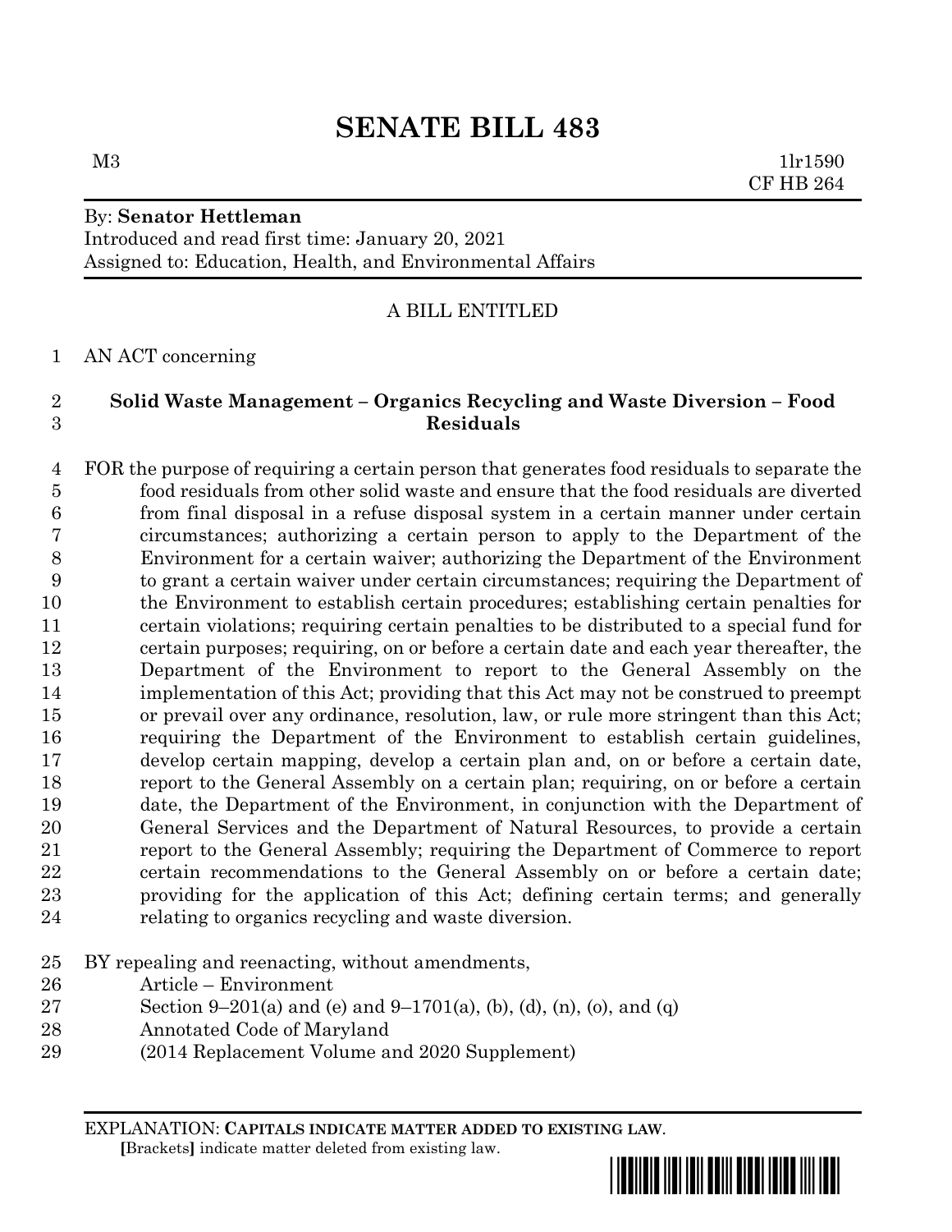# SENATE BILL 483

M3 1lr1590
CF HB 264

By: **Senator Hettleman**
Introduced and read first time: January 20, 2021
Assigned to: Education, Health, and Environmental Affairs

A BILL ENTITLED

AN ACT concerning

**Solid Waste Management – Organics Recycling and Waste Diversion – Food Residuals**

FOR the purpose of requiring a certain person that generates food residuals to separate the food residuals from other solid waste and ensure that the food residuals are diverted from final disposal in a refuse disposal system in a certain manner under certain circumstances; authorizing a certain person to apply to the Department of the Environment for a certain waiver; authorizing the Department of the Environment to grant a certain waiver under certain circumstances; requiring the Department of the Environment to establish certain procedures; establishing certain penalties for certain violations; requiring certain penalties to be distributed to a special fund for certain purposes; requiring, on or before a certain date and each year thereafter, the Department of the Environment to report to the General Assembly on the implementation of this Act; providing that this Act may not be construed to preempt or prevail over any ordinance, resolution, law, or rule more stringent than this Act; requiring the Department of the Environment to establish certain guidelines, develop certain mapping, develop a certain plan and, on or before a certain date, report to the General Assembly on a certain plan; requiring, on or before a certain date, the Department of the Environment, in conjunction with the Department of General Services and the Department of Natural Resources, to provide a certain report to the General Assembly; requiring the Department of Commerce to report certain recommendations to the General Assembly on or before a certain date; providing for the application of this Act; defining certain terms; and generally relating to organics recycling and waste diversion.

BY repealing and reenacting, without amendments,
Article – Environment
Section 9–201(a) and (e) and 9–1701(a), (b), (d), (n), (o), and (q)
Annotated Code of Maryland
(2014 Replacement Volume and 2020 Supplement)

EXPLANATION: **CAPITALS INDICATE MATTER ADDED TO EXISTING LAW.**
**[**Brackets**]** indicate matter deleted from existing law.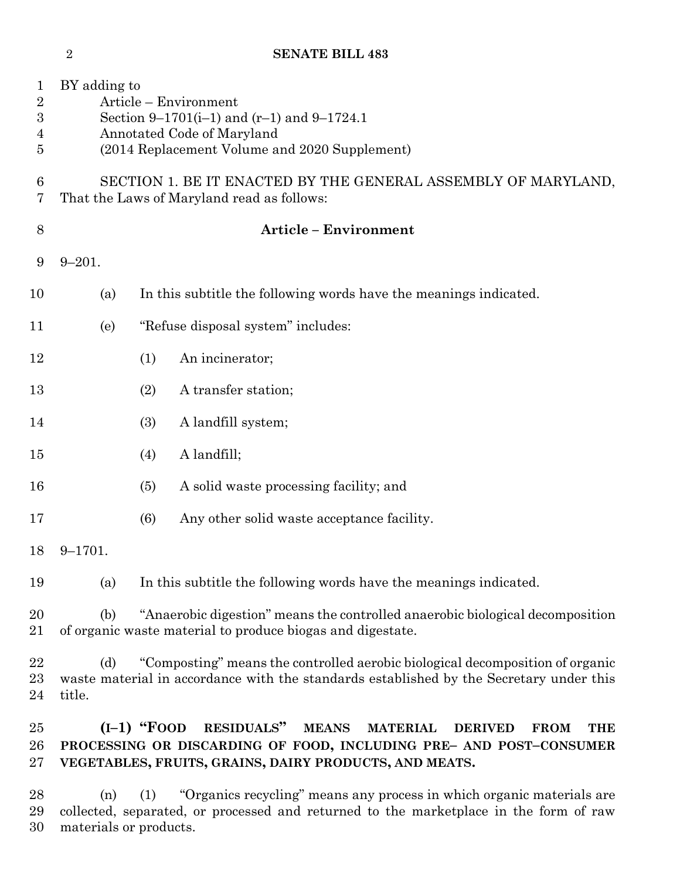BY adding to
Article – Environment
Section 9–1701(i–1) and (r–1) and 9–1724.1
Annotated Code of Maryland
(2014 Replacement Volume and 2020 Supplement)

SECTION 1. BE IT ENACTED BY THE GENERAL ASSEMBLY OF MARYLAND, That the Laws of Maryland read as follows:

**Article – Environment**

9–201.

(a) In this subtitle the following words have the meanings indicated.

(e) "Refuse disposal system" includes:

(1) An incinerator;

(2) A transfer station;

(3) A landfill system;

(4) A landfill;

(5) A solid waste processing facility; and

(6) Any other solid waste acceptance facility.

9–1701.

(a) In this subtitle the following words have the meanings indicated.

(b) "Anaerobic digestion" means the controlled anaerobic biological decomposition of organic waste material to produce biogas and digestate.

(d) "Composting" means the controlled aerobic biological decomposition of organic waste material in accordance with the standards established by the Secretary under this title.

**(I–1) "FOOD RESIDUALS" MEANS MATERIAL DERIVED FROM THE PROCESSING OR DISCARDING OF FOOD, INCLUDING PRE– AND POST–CONSUMER VEGETABLES, FRUITS, GRAINS, DAIRY PRODUCTS, AND MEATS.**

(n) (1) "Organics recycling" means any process in which organic materials are collected, separated, or processed and returned to the marketplace in the form of raw materials or products.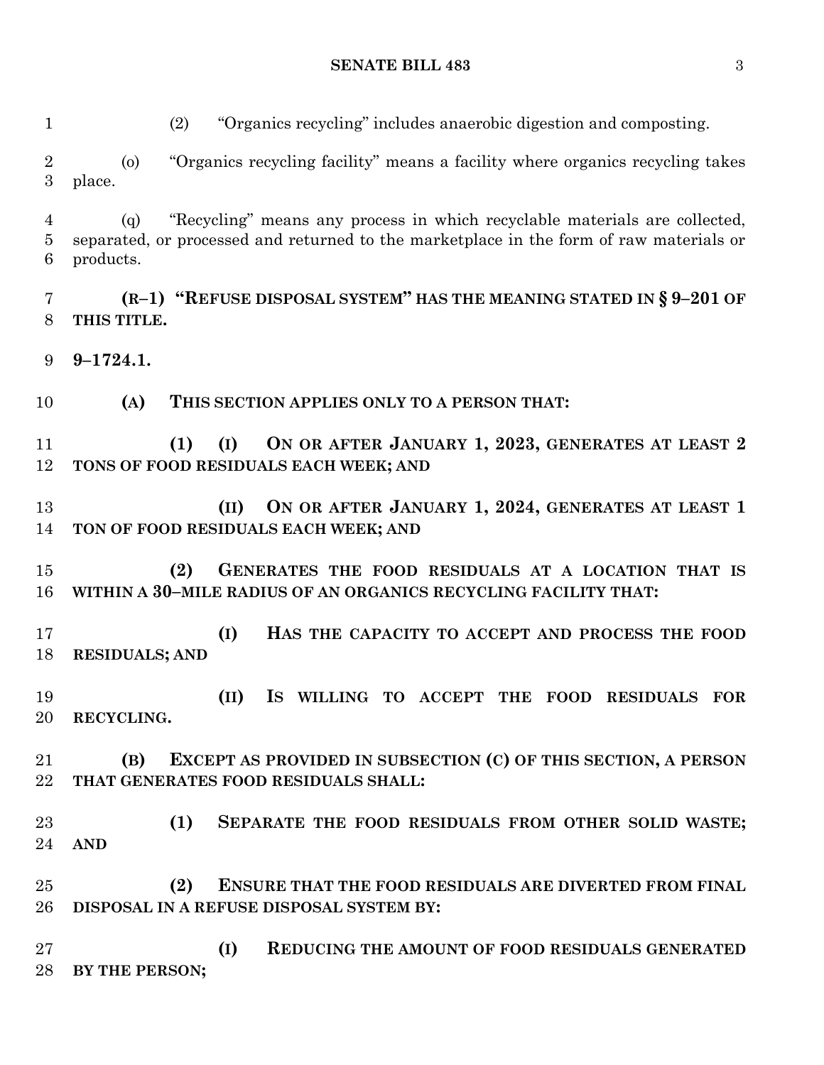(2) "Organics recycling" includes anaerobic digestion and composting.

(o) "Organics recycling facility" means a facility where organics recycling takes place.

(q) "Recycling" means any process in which recyclable materials are collected, separated, or processed and returned to the marketplace in the form of raw materials or products.

**(R–1) "REFUSE DISPOSAL SYSTEM" HAS THE MEANING STATED IN § 9–201 OF THIS TITLE.**

**9–1724.1.**

**(A) THIS SECTION APPLIES ONLY TO A PERSON THAT:**

**(1) (I) ON OR AFTER JANUARY 1, 2023, GENERATES AT LEAST 2 TONS OF FOOD RESIDUALS EACH WEEK; AND**

**(II) ON OR AFTER JANUARY 1, 2024, GENERATES AT LEAST 1 TON OF FOOD RESIDUALS EACH WEEK; AND**

**(2) GENERATES THE FOOD RESIDUALS AT A LOCATION THAT IS WITHIN A 30–MILE RADIUS OF AN ORGANICS RECYCLING FACILITY THAT:**

**(I) HAS THE CAPACITY TO ACCEPT AND PROCESS THE FOOD RESIDUALS; AND**

**(II) IS WILLING TO ACCEPT THE FOOD RESIDUALS FOR RECYCLING.**

**(B) EXCEPT AS PROVIDED IN SUBSECTION (C) OF THIS SECTION, A PERSON THAT GENERATES FOOD RESIDUALS SHALL:**

**(1) SEPARATE THE FOOD RESIDUALS FROM OTHER SOLID WASTE; AND**

**(2) ENSURE THAT THE FOOD RESIDUALS ARE DIVERTED FROM FINAL DISPOSAL IN A REFUSE DISPOSAL SYSTEM BY:**

**(I) REDUCING THE AMOUNT OF FOOD RESIDUALS GENERATED BY THE PERSON;**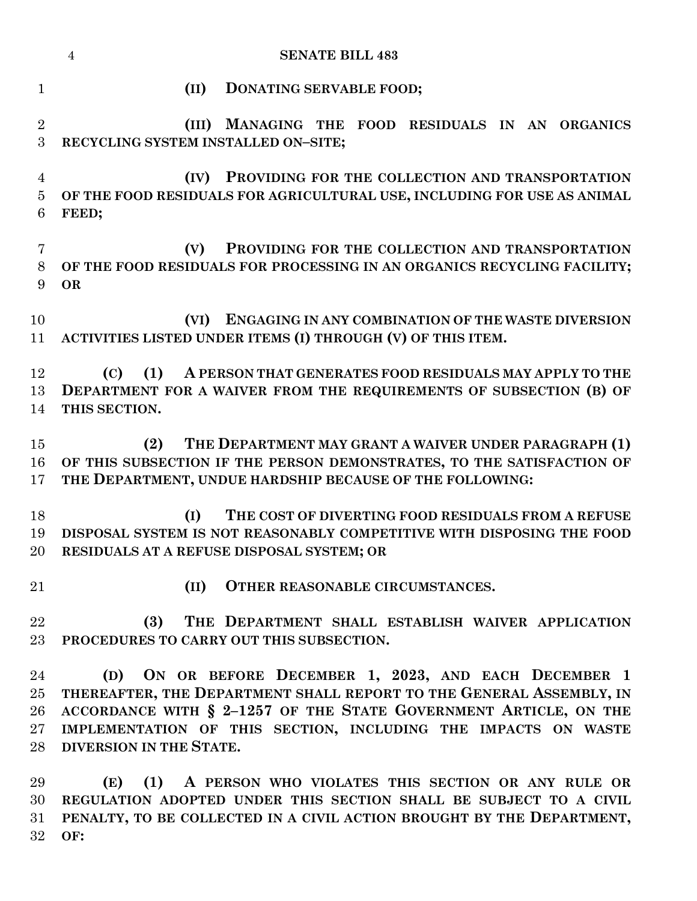(II) DONATING SERVABLE FOOD;

(III) MANAGING THE FOOD RESIDUALS IN AN ORGANICS RECYCLING SYSTEM INSTALLED ON–SITE;

(IV) PROVIDING FOR THE COLLECTION AND TRANSPORTATION OF THE FOOD RESIDUALS FOR AGRICULTURAL USE, INCLUDING FOR USE AS ANIMAL FEED;

(V) PROVIDING FOR THE COLLECTION AND TRANSPORTATION OF THE FOOD RESIDUALS FOR PROCESSING IN AN ORGANICS RECYCLING FACILITY; OR

(VI) ENGAGING IN ANY COMBINATION OF THE WASTE DIVERSION ACTIVITIES LISTED UNDER ITEMS (I) THROUGH (V) OF THIS ITEM.

(C) (1) A PERSON THAT GENERATES FOOD RESIDUALS MAY APPLY TO THE DEPARTMENT FOR A WAIVER FROM THE REQUIREMENTS OF SUBSECTION (B) OF THIS SECTION.

(2) THE DEPARTMENT MAY GRANT A WAIVER UNDER PARAGRAPH (1) OF THIS SUBSECTION IF THE PERSON DEMONSTRATES, TO THE SATISFACTION OF THE DEPARTMENT, UNDUE HARDSHIP BECAUSE OF THE FOLLOWING:

(I) THE COST OF DIVERTING FOOD RESIDUALS FROM A REFUSE DISPOSAL SYSTEM IS NOT REASONABLY COMPETITIVE WITH DISPOSING THE FOOD RESIDUALS AT A REFUSE DISPOSAL SYSTEM; OR

(II) OTHER REASONABLE CIRCUMSTANCES.

(3) THE DEPARTMENT SHALL ESTABLISH WAIVER APPLICATION PROCEDURES TO CARRY OUT THIS SUBSECTION.

(D) ON OR BEFORE DECEMBER 1, 2023, AND EACH DECEMBER 1 THEREAFTER, THE DEPARTMENT SHALL REPORT TO THE GENERAL ASSEMBLY, IN ACCORDANCE WITH § 2–1257 OF THE STATE GOVERNMENT ARTICLE, ON THE IMPLEMENTATION OF THIS SECTION, INCLUDING THE IMPACTS ON WASTE DIVERSION IN THE STATE.

(E) (1) A PERSON WHO VIOLATES THIS SECTION OR ANY RULE OR REGULATION ADOPTED UNDER THIS SECTION SHALL BE SUBJECT TO A CIVIL PENALTY, TO BE COLLECTED IN A CIVIL ACTION BROUGHT BY THE DEPARTMENT, OF: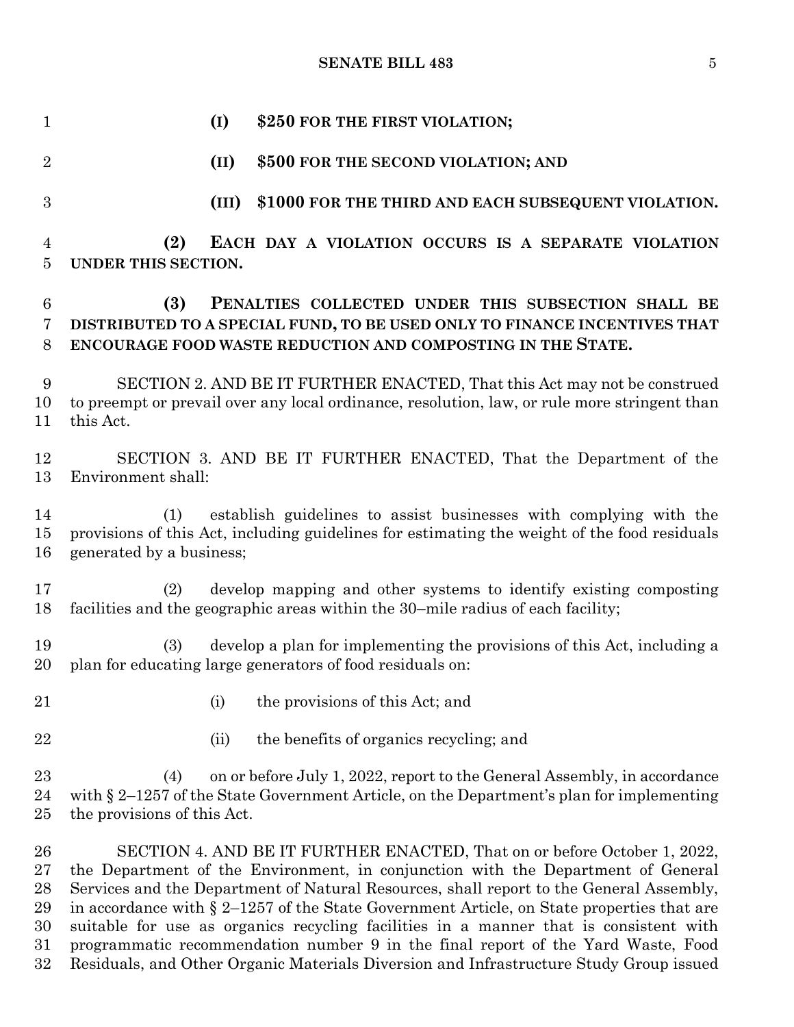**(I) $250 FOR THE FIRST VIOLATION;**

**(II) $500 FOR THE SECOND VIOLATION; AND**

**(III) $1000 FOR THE THIRD AND EACH SUBSEQUENT VIOLATION.**

**(2) EACH DAY A VIOLATION OCCURS IS A SEPARATE VIOLATION UNDER THIS SECTION.**

**(3) PENALTIES COLLECTED UNDER THIS SUBSECTION SHALL BE DISTRIBUTED TO A SPECIAL FUND, TO BE USED ONLY TO FINANCE INCENTIVES THAT ENCOURAGE FOOD WASTE REDUCTION AND COMPOSTING IN THE STATE.**

SECTION 2. AND BE IT FURTHER ENACTED, That this Act may not be construed to preempt or prevail over any local ordinance, resolution, law, or rule more stringent than this Act.

SECTION 3. AND BE IT FURTHER ENACTED, That the Department of the Environment shall:

(1) establish guidelines to assist businesses with complying with the provisions of this Act, including guidelines for estimating the weight of the food residuals generated by a business;

(2) develop mapping and other systems to identify existing composting facilities and the geographic areas within the 30–mile radius of each facility;

(3) develop a plan for implementing the provisions of this Act, including a plan for educating large generators of food residuals on:

(i) the provisions of this Act; and

(ii) the benefits of organics recycling; and

(4) on or before July 1, 2022, report to the General Assembly, in accordance with § 2–1257 of the State Government Article, on the Department's plan for implementing the provisions of this Act.

SECTION 4. AND BE IT FURTHER ENACTED, That on or before October 1, 2022, the Department of the Environment, in conjunction with the Department of General Services and the Department of Natural Resources, shall report to the General Assembly, in accordance with § 2–1257 of the State Government Article, on State properties that are suitable for use as organics recycling facilities in a manner that is consistent with programmatic recommendation number 9 in the final report of the Yard Waste, Food Residuals, and Other Organic Materials Diversion and Infrastructure Study Group issued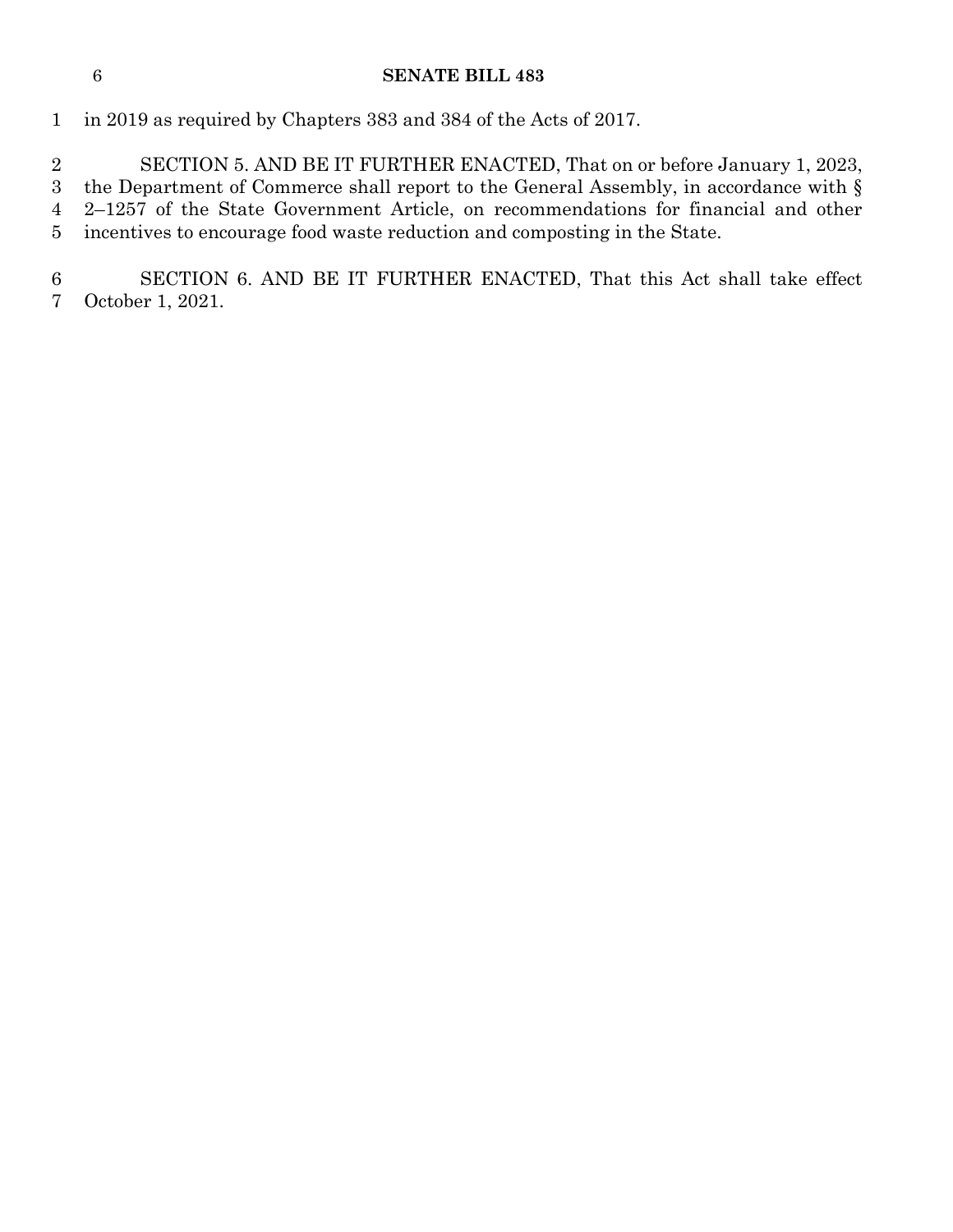in 2019 as required by Chapters 383 and 384 of the Acts of 2017.

SECTION 5. AND BE IT FURTHER ENACTED, That on or before January 1, 2023, the Department of Commerce shall report to the General Assembly, in accordance with § 2–1257 of the State Government Article, on recommendations for financial and other incentives to encourage food waste reduction and composting in the State.

SECTION 6. AND BE IT FURTHER ENACTED, That this Act shall take effect October 1, 2021.